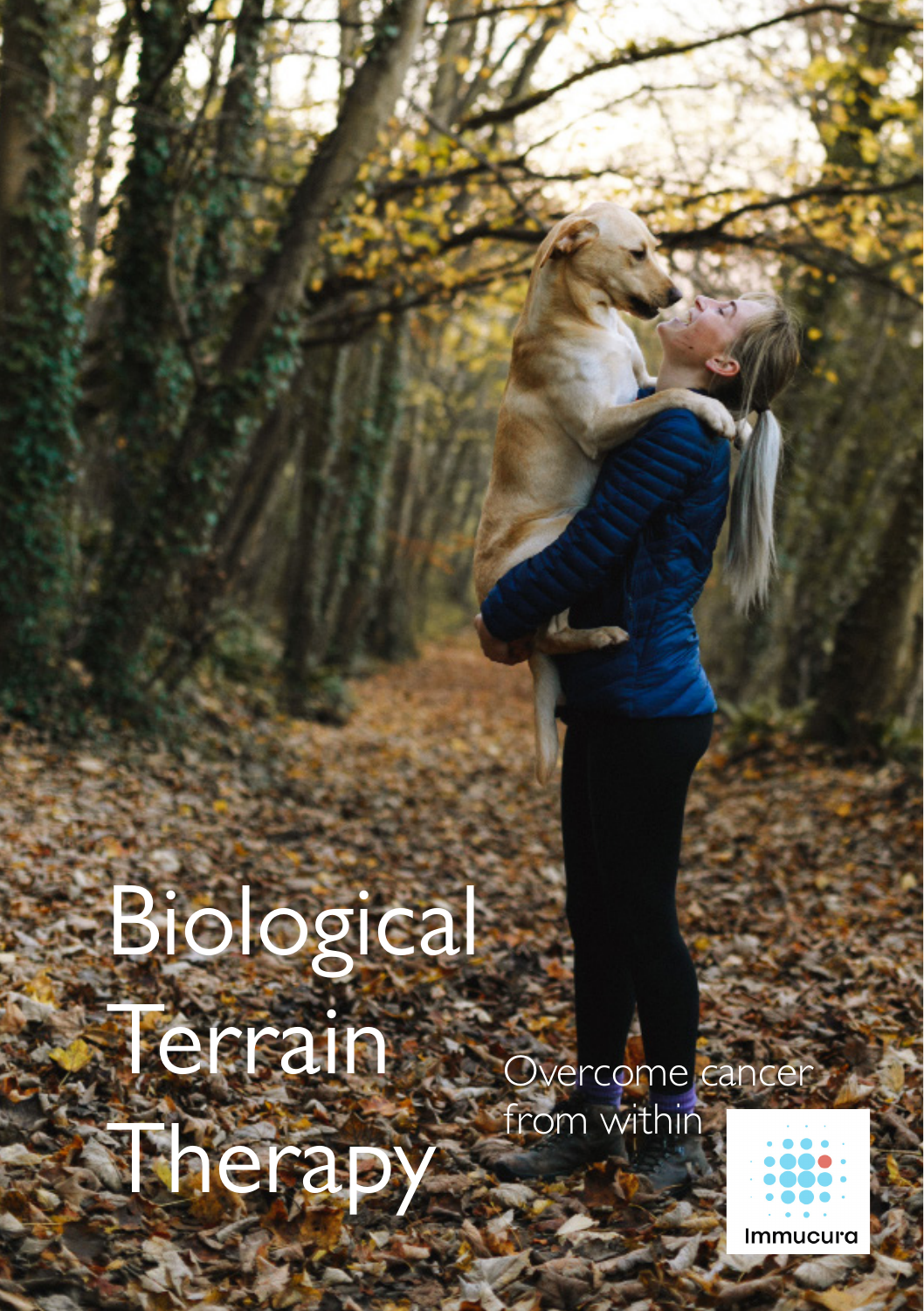# Biological Terrain Therapy

Overcome cancer from within

Immucura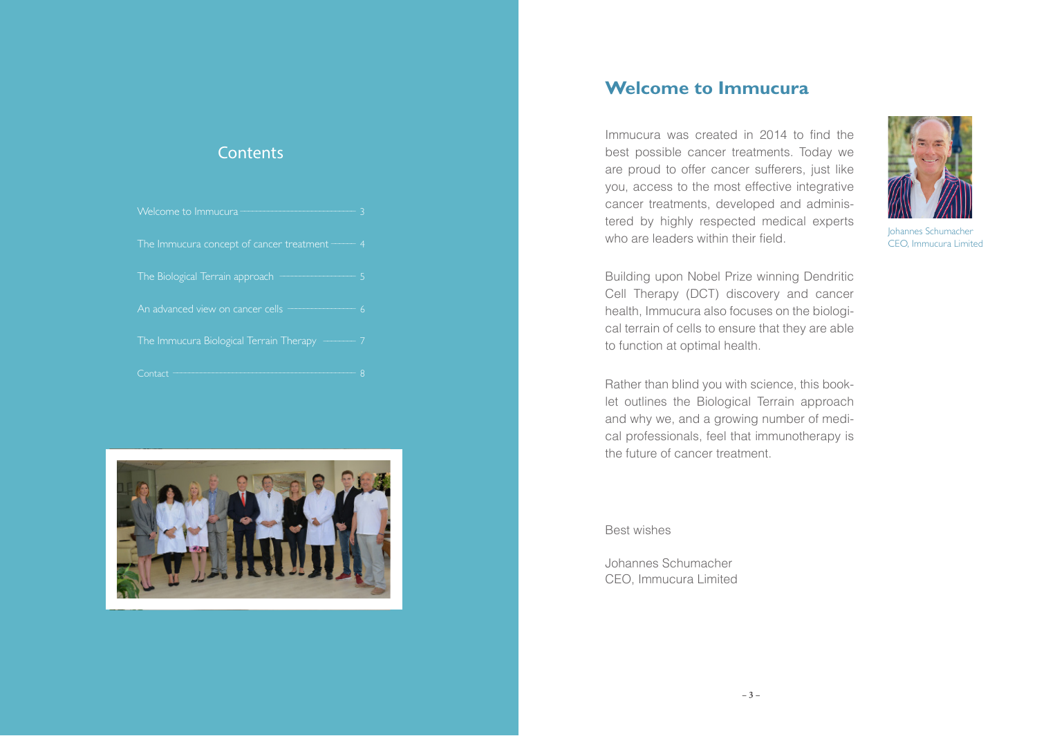## Contents

| | |
|---|---|
| Welcome to Immucura | 3 |
| The Immucura concept of cancer treatment | 4 |
| The Biological Terrain approach | 5 |
| An advanced view on cancer cells | 6 |
| The Immucura Biological Terrain Therapy | 7 |
| Contact | 8 |

# Welcome to Immucura

Immucura was created in 2014 to find the best possible cancer treatments. Today we are proud to offer cancer sufferers, just like you, access to the most effective integrative cancer treatments, developed and administered by highly respected medical experts who are leaders within their field.

Johannes Schumacher
CEO, Immucura Limited

Building upon Nobel Prize winning Dendritic Cell Therapy (DCT) discovery and cancer health, Immucura also focuses on the biological terrain of cells to ensure that they are able to function at optimal health.

Rather than blind you with science, this booklet outlines the Biological Terrain approach and why we, and a growing number of medical professionals, feel that immunotherapy is the future of cancer treatment.

Best wishes

Johannes Schumacher
CEO, Immucura Limited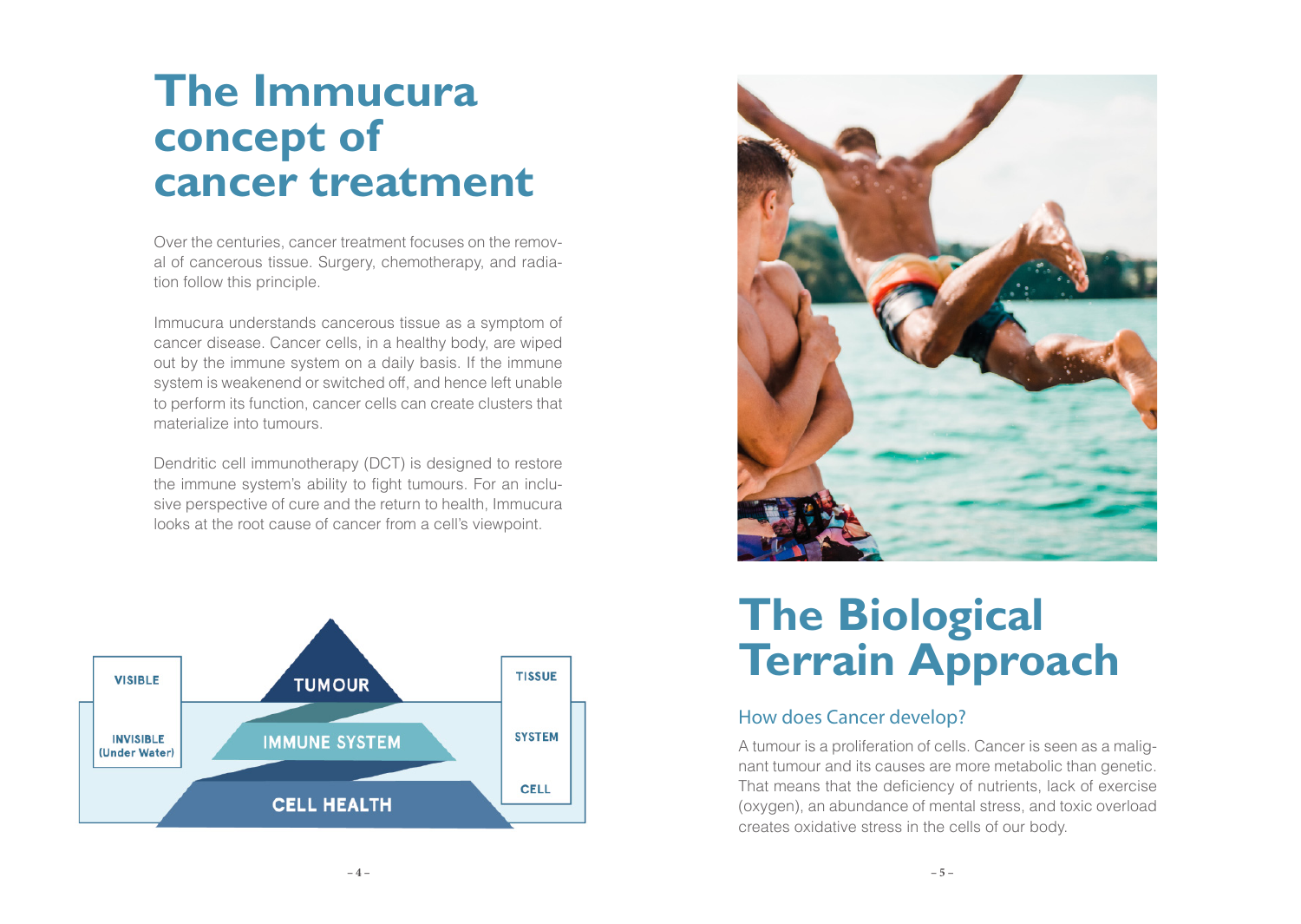# The Immucura concept of cancer treatment

Over the centuries, cancer treatment focuses on the removal of cancerous tissue. Surgery, chemotherapy, and radiation follow this principle.

Immucura understands cancerous tissue as a symptom of cancer disease. Cancer cells, in a healthy body, are wiped out by the immune system on a daily basis. If the immune system is weakenend or switched off, and hence left unable to perform its function, cancer cells can create clusters that materialize into tumours.

Dendritic cell immunotherapy (DCT) is designed to restore the immune system's ability to fight tumours. For an inclusive perspective of cure and the return to health, Immucura looks at the root cause of cancer from a cell's viewpoint.

| VISIBLE | TUMOUR | TISSUE |
|---|---|---|
| INVISIBLE (Under Water) | IMMUNE SYSTEM | SYSTEM |
| | CELL HEALTH | CELL |

# The Biological Terrain Approach

## How does Cancer develop?

A tumour is a proliferation of cells. Cancer is seen as a malignant tumour and its causes are more metabolic than genetic. That means that the deficiency of nutrients, lack of exercise (oxygen), an abundance of mental stress, and toxic overload creates oxidative stress in the cells of our body.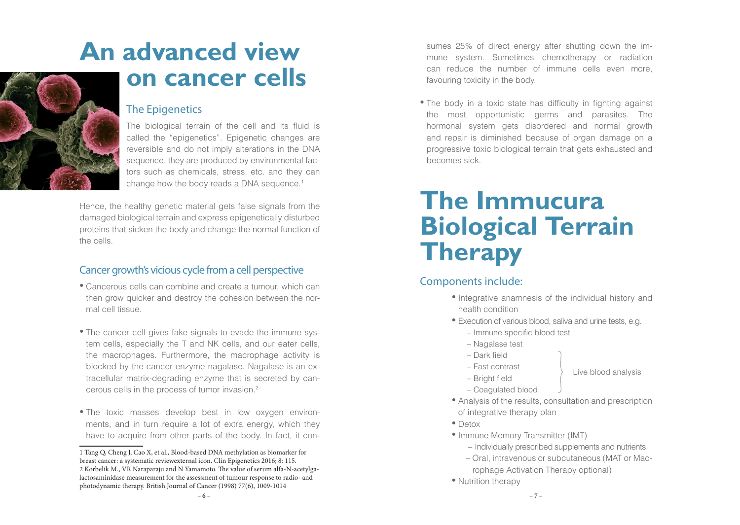# An advanced view on cancer cells

## The Epigenetics

The biological terrain of the cell and its fluid is called the "epigenetics". Epigenetic changes are reversible and do not imply alterations in the DNA sequence, they are produced by environmental factors such as chemicals, stress, etc. and they can change how the body reads a DNA sequence.[1]

Hence, the healthy genetic material gets false signals from the damaged biological terrain and express epigenetically disturbed proteins that sicken the body and change the normal function of the cells.

## Cancer growth's vicious cycle from a cell perspective

- Cancerous cells can combine and create a tumour, which can then grow quicker and destroy the cohesion between the normal cell tissue.
- The cancer cell gives fake signals to evade the immune system cells, especially the T and NK cells, and our eater cells, the macrophages. Furthermore, the macrophage activity is blocked by the cancer enzyme nagalase. Nagalase is an extracellular matrix-degrading enzyme that is secreted by cancerous cells in the process of tumor invasion.[2]
- The toxic masses develop best in low oxygen environments, and in turn require a lot of extra energy, which they have to acquire from other parts of the body. In fact, it consumes 25% of direct energy after shutting down the immune system. Sometimes chemotherapy or radiation can reduce the number of immune cells even more, favouring toxicity in the body.
- The body in a toxic state has difficulty in fighting against the most opportunistic germs and parasites. The hormonal system gets disordered and normal growth and repair is diminished because of organ damage on a progressive toxic biological terrain that gets exhausted and becomes sick.

1 Tang Q, Cheng J, Cao X, et al., Blood-based DNA methylation as biomarker for breast cancer: a systematic reviewexternal icon. Clin Epigenetics 2016; 8: 115.
2 Korbelik M., VR Naraparaju and N Yamamoto. The value of serum alfa-N-acetylgalactosaminidase measurement for the assessment of tumour response to radio- and photodynamic therapy. British Journal of Cancer (1998) 77(6), 1009-1014

# The Immucura Biological Terrain Therapy

## Components include:

- Integrative anamnesis of the individual history and health condition
- Execution of various blood, saliva and urine tests, e.g.
  - Immune specific blood test
  - Nagalase test
  - Dark field (Live blood analysis)
  - Fast contrast (Live blood analysis)
  - Bright field (Live blood analysis)
  - Coagulated blood (Live blood analysis)
- Analysis of the results, consultation and prescription of integrative therapy plan
- Detox
- Immune Memory Transmitter (IMT)
  - Individually prescribed supplements and nutrients
  - Oral, intravenous or subcutaneous (MAT or Macrophage Activation Therapy optional)
- Nutrition therapy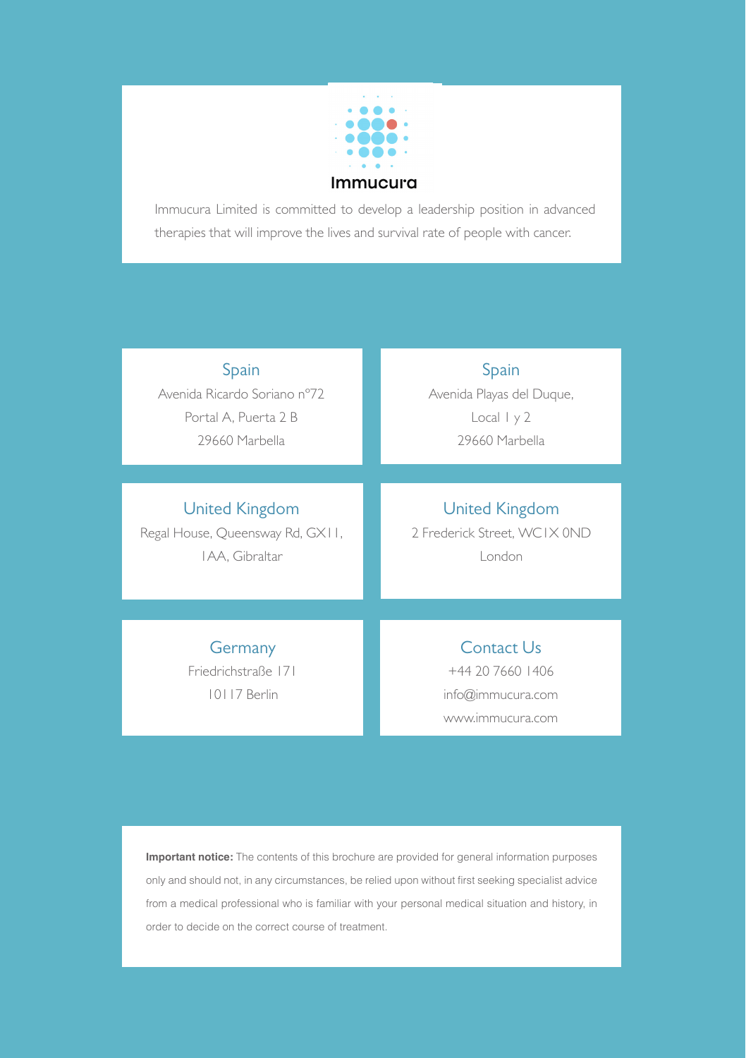# Immucura

Immucura Limited is committed to develop a leadership position in advanced therapies that will improve the lives and survival rate of people with cancer.

## Spain

Avenida Ricardo Soriano nº72
Portal A, Puerta 2 B
29660 Marbella

## Spain

Avenida Playas del Duque,
Local 1 y 2
29660 Marbella

## United Kingdom

Regal House, Queensway Rd, GX11,
1AA, Gibraltar

## United Kingdom

2 Frederick Street, WC1X 0ND
London

## Germany

Friedrichstraße 171
10117 Berlin

## Contact Us

+44 20 7660 1406
info@immucura.com
www.immucura.com

**Important notice:** The contents of this brochure are provided for general information purposes only and should not, in any circumstances, be relied upon without first seeking specialist advice from a medical professional who is familiar with your personal medical situation and history, in order to decide on the correct course of treatment.